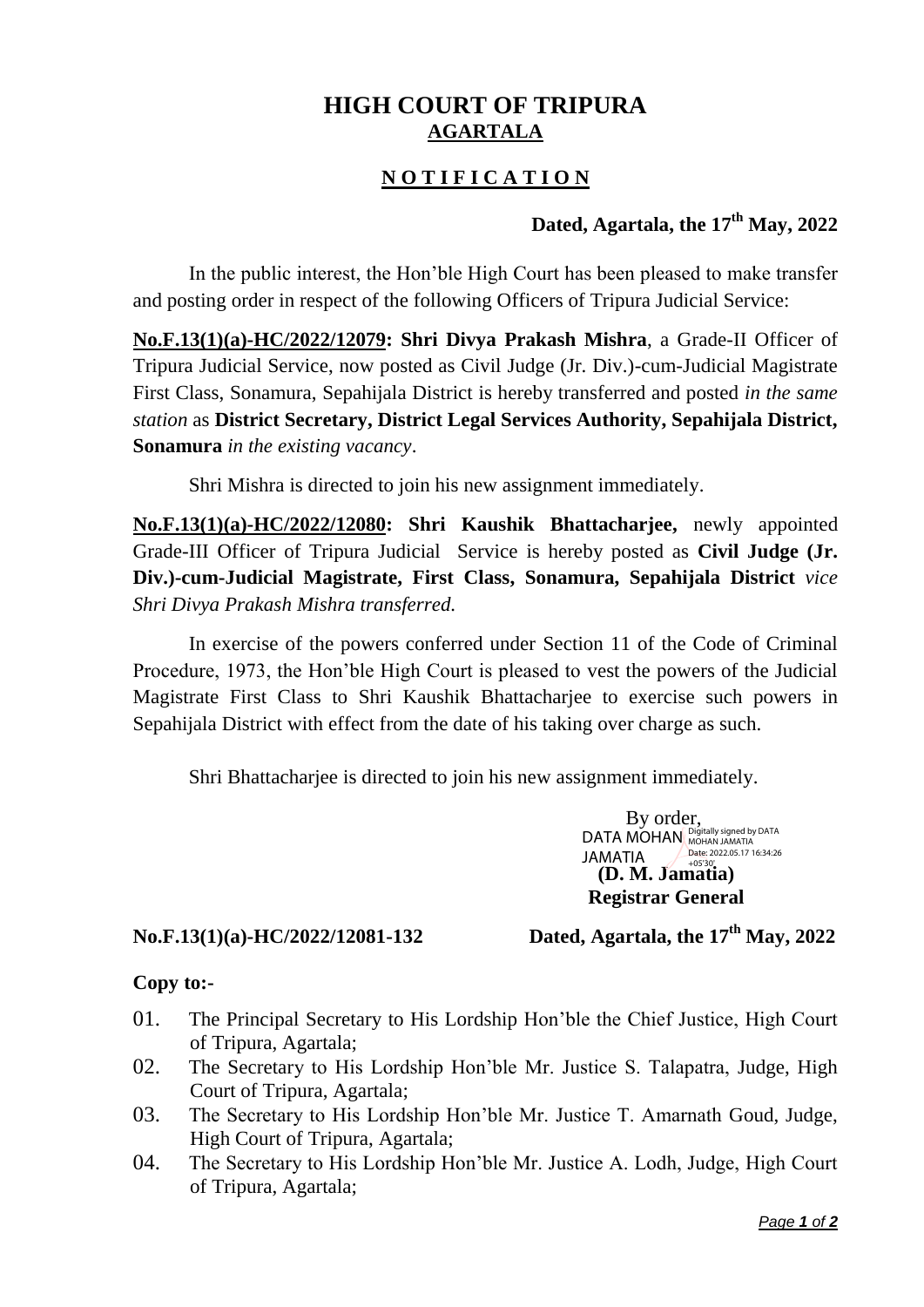# HIGH COURT OF TRIPURA
## AGARTALA

### N O T I F I C A T I O N

**Dated, Agartala, the 17th May, 2022**

In the public interest, the Hon'ble High Court has been pleased to make transfer and posting order in respect of the following Officers of Tripura Judicial Service:

**No.F.13(1)(a)-HC/2022/12079: Shri Divya Prakash Mishra**, a Grade-II Officer of Tripura Judicial Service, now posted as Civil Judge (Jr. Div.)-cum-Judicial Magistrate First Class, Sonamura, Sepahijala District is hereby transferred and posted *in the same station* as **District Secretary, District Legal Services Authority, Sepahijala District, Sonamura** *in the existing vacancy*.

Shri Mishra is directed to join his new assignment immediately.

**No.F.13(1)(a)-HC/2022/12080: Shri Kaushik Bhattacharjee,** newly appointed Grade-III Officer of Tripura Judicial Service is hereby posted as **Civil Judge (Jr. Div.)-cum-Judicial Magistrate, First Class, Sonamura, Sepahijala District** *vice Shri Divya Prakash Mishra transferred.*

In exercise of the powers conferred under Section 11 of the Code of Criminal Procedure, 1973, the Hon'ble High Court is pleased to vest the powers of the Judicial Magistrate First Class to Shri Kaushik Bhattacharjee to exercise such powers in Sepahijala District with effect from the date of his taking over charge as such.

Shri Bhattacharjee is directed to join his new assignment immediately.

By order,

DATA MOHAN JAMATIA (Digitally signed by DATA MOHAN JAMATIA Date: 2022.05.17 16:34:26 +05'30')

**(D. M. Jamatia)**
**Registrar General**

**No.F.13(1)(a)-HC/2022/12081-132** **Dated, Agartala, the 17th May, 2022**

**Copy to:-**

01. The Principal Secretary to His Lordship Hon'ble the Chief Justice, High Court of Tripura, Agartala;
02. The Secretary to His Lordship Hon'ble Mr. Justice S. Talapatra, Judge, High Court of Tripura, Agartala;
03. The Secretary to His Lordship Hon'ble Mr. Justice T. Amarnath Goud, Judge, High Court of Tripura, Agartala;
04. The Secretary to His Lordship Hon'ble Mr. Justice A. Lodh, Judge, High Court of Tripura, Agartala;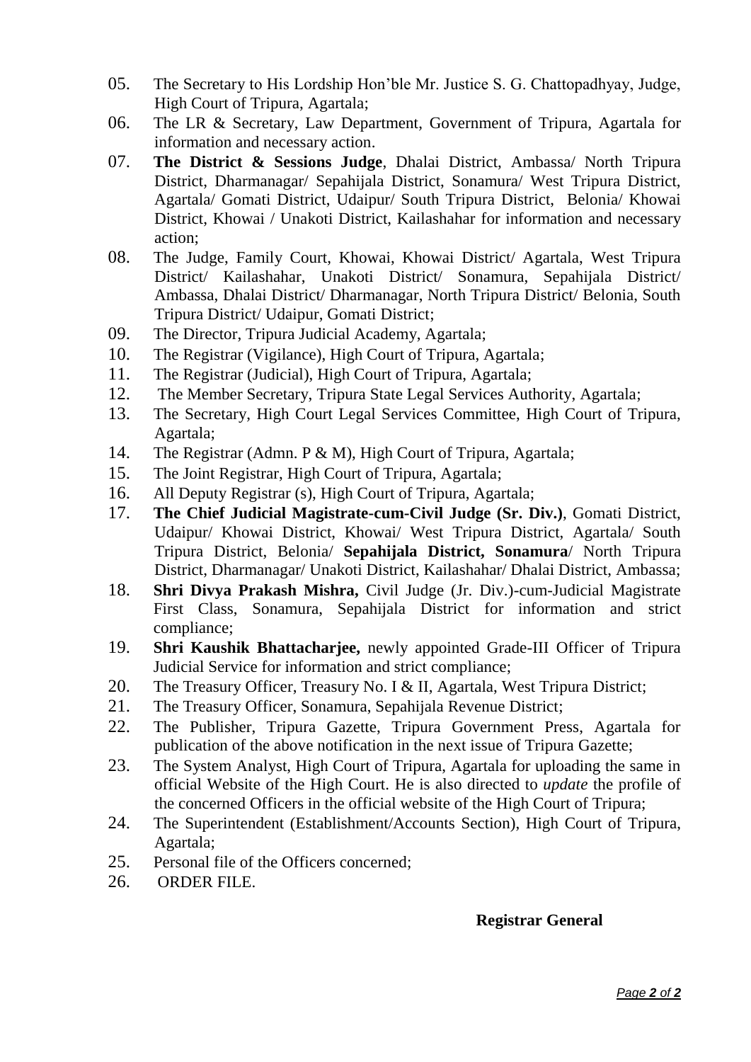05. The Secretary to His Lordship Hon'ble Mr. Justice S. G. Chattopadhyay, Judge, High Court of Tripura, Agartala;
06. The LR & Secretary, Law Department, Government of Tripura, Agartala for information and necessary action.
07. **The District & Sessions Judge**, Dhalai District, Ambassa/ North Tripura District, Dharmanagar/ Sepahijala District, Sonamura/ West Tripura District, Agartala/ Gomati District, Udaipur/ South Tripura District, Belonia/ Khowai District, Khowai / Unakoti District, Kailashahar for information and necessary action;
08. The Judge, Family Court, Khowai, Khowai District/ Agartala, West Tripura District/ Kailashahar, Unakoti District/ Sonamura, Sepahijala District/ Ambassa, Dhalai District/ Dharmanagar, North Tripura District/ Belonia, South Tripura District/ Udaipur, Gomati District;
09. The Director, Tripura Judicial Academy, Agartala;
10. The Registrar (Vigilance), High Court of Tripura, Agartala;
11. The Registrar (Judicial), High Court of Tripura, Agartala;
12. The Member Secretary, Tripura State Legal Services Authority, Agartala;
13. The Secretary, High Court Legal Services Committee, High Court of Tripura, Agartala;
14. The Registrar (Admn. P & M), High Court of Tripura, Agartala;
15. The Joint Registrar, High Court of Tripura, Agartala;
16. All Deputy Registrar (s), High Court of Tripura, Agartala;
17. **The Chief Judicial Magistrate-cum-Civil Judge (Sr. Div.)**, Gomati District, Udaipur/ Khowai District, Khowai/ West Tripura District, Agartala/ South Tripura District, Belonia/ **Sepahijala District, Sonamura**/ North Tripura District, Dharmanagar/ Unakoti District, Kailashahar/ Dhalai District, Ambassa;
18. **Shri Divya Prakash Mishra,** Civil Judge (Jr. Div.)-cum-Judicial Magistrate First Class, Sonamura, Sepahijala District for information and strict compliance;
19. **Shri Kaushik Bhattacharjee,** newly appointed Grade-III Officer of Tripura Judicial Service for information and strict compliance;
20. The Treasury Officer, Treasury No. I & II, Agartala, West Tripura District;
21. The Treasury Officer, Sonamura, Sepahijala Revenue District;
22. The Publisher, Tripura Gazette, Tripura Government Press, Agartala for publication of the above notification in the next issue of Tripura Gazette;
23. The System Analyst, High Court of Tripura, Agartala for uploading the same in official Website of the High Court. He is also directed to *update* the profile of the concerned Officers in the official website of the High Court of Tripura;
24. The Superintendent (Establishment/Accounts Section), High Court of Tripura, Agartala;
25. Personal file of the Officers concerned;
26. ORDER FILE.

**Registrar General**